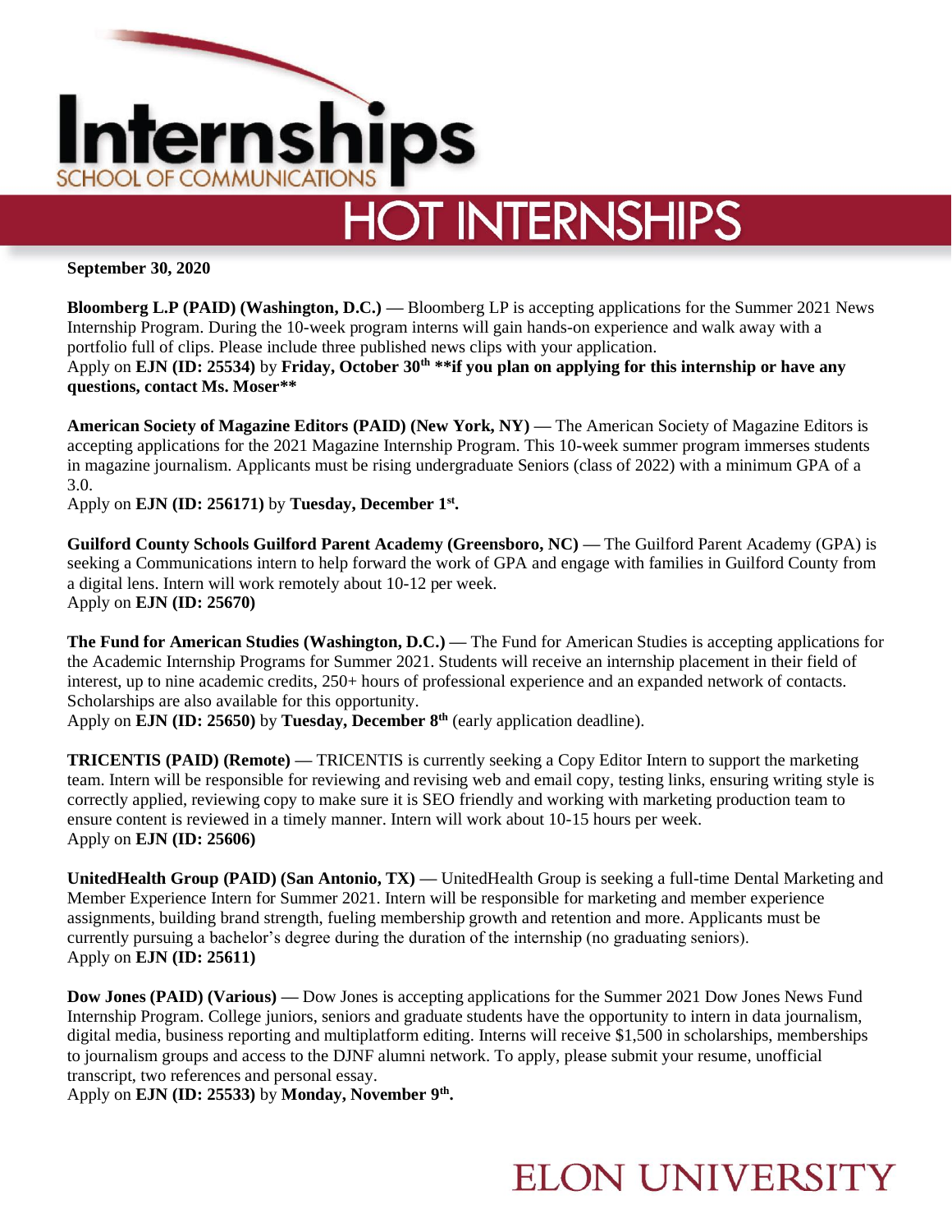# Internships

SCHOOL OF COMMUNICATIONS

## HOT INTERNSHIPS

**September 30, 2020**

**Bloomberg L.P (PAID) (Washington, D.C.) —** Bloomberg LP is accepting applications for the Summer 2021 News Internship Program. During the 10-week program interns will gain hands-on experience and walk away with a portfolio full of clips. Please include three published news clips with your application.
Apply on **EJN (ID: 25534)** by **Friday, October 30th \*\*if you plan on applying for this internship or have any questions, contact Ms. Moser\*\***

**American Society of Magazine Editors (PAID) (New York, NY) —** The American Society of Magazine Editors is accepting applications for the 2021 Magazine Internship Program. This 10-week summer program immerses students in magazine journalism. Applicants must be rising undergraduate Seniors (class of 2022) with a minimum GPA of a 3.0.
Apply on **EJN (ID: 256171)** by **Tuesday, December 1st.**

**Guilford County Schools Guilford Parent Academy (Greensboro, NC) —** The Guilford Parent Academy (GPA) is seeking a Communications intern to help forward the work of GPA and engage with families in Guilford County from a digital lens. Intern will work remotely about 10-12 per week.
Apply on **EJN (ID: 25670)**

**The Fund for American Studies (Washington, D.C.) —** The Fund for American Studies is accepting applications for the Academic Internship Programs for Summer 2021. Students will receive an internship placement in their field of interest, up to nine academic credits, 250+ hours of professional experience and an expanded network of contacts. Scholarships are also available for this opportunity.
Apply on **EJN (ID: 25650)** by **Tuesday, December 8th** (early application deadline).

**TRICENTIS (PAID) (Remote) —** TRICENTIS is currently seeking a Copy Editor Intern to support the marketing team. Intern will be responsible for reviewing and revising web and email copy, testing links, ensuring writing style is correctly applied, reviewing copy to make sure it is SEO friendly and working with marketing production team to ensure content is reviewed in a timely manner. Intern will work about 10-15 hours per week.
Apply on **EJN (ID: 25606)**

**UnitedHealth Group (PAID) (San Antonio, TX) —** UnitedHealth Group is seeking a full-time Dental Marketing and Member Experience Intern for Summer 2021. Intern will be responsible for marketing and member experience assignments, building brand strength, fueling membership growth and retention and more. Applicants must be currently pursuing a bachelor's degree during the duration of the internship (no graduating seniors).
Apply on **EJN (ID: 25611)**

**Dow Jones (PAID) (Various) —** Dow Jones is accepting applications for the Summer 2021 Dow Jones News Fund Internship Program. College juniors, seniors and graduate students have the opportunity to intern in data journalism, digital media, business reporting and multiplatform editing. Interns will receive $1,500 in scholarships, memberships to journalism groups and access to the DJNF alumni network. To apply, please submit your resume, unofficial transcript, two references and personal essay.
Apply on **EJN (ID: 25533)** by **Monday, November 9th.**

ELON UNIVERSITY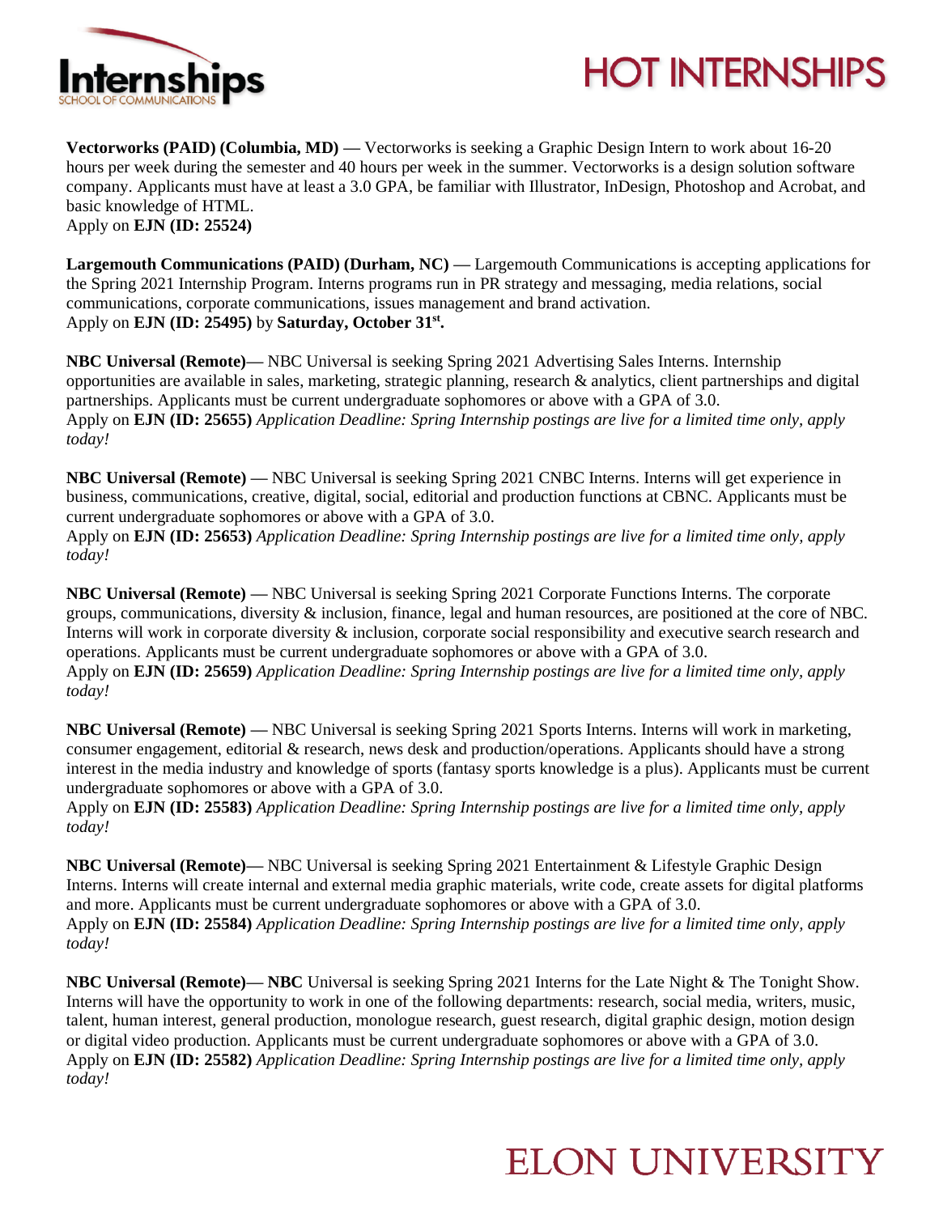**Vectorworks (PAID) (Columbia, MD) —** Vectorworks is seeking a Graphic Design Intern to work about 16-20 hours per week during the semester and 40 hours per week in the summer. Vectorworks is a design solution software company. Applicants must have at least a 3.0 GPA, be familiar with Illustrator, InDesign, Photoshop and Acrobat, and basic knowledge of HTML.
Apply on **EJN (ID: 25524)**

**Largemouth Communications (PAID) (Durham, NC) —** Largemouth Communications is accepting applications for the Spring 2021 Internship Program. Interns programs run in PR strategy and messaging, media relations, social communications, corporate communications, issues management and brand activation.
Apply on **EJN (ID: 25495)** by **Saturday, October 31st.**

**NBC Universal (Remote)—** NBC Universal is seeking Spring 2021 Advertising Sales Interns. Internship opportunities are available in sales, marketing, strategic planning, research & analytics, client partnerships and digital partnerships. Applicants must be current undergraduate sophomores or above with a GPA of 3.0.
Apply on **EJN (ID: 25655)** *Application Deadline: Spring Internship postings are live for a limited time only, apply today!*

**NBC Universal (Remote) —** NBC Universal is seeking Spring 2021 CNBC Interns. Interns will get experience in business, communications, creative, digital, social, editorial and production functions at CBNC. Applicants must be current undergraduate sophomores or above with a GPA of 3.0.
Apply on **EJN (ID: 25653)** *Application Deadline: Spring Internship postings are live for a limited time only, apply today!*

**NBC Universal (Remote) —** NBC Universal is seeking Spring 2021 Corporate Functions Interns. The corporate groups, communications, diversity & inclusion, finance, legal and human resources, are positioned at the core of NBC. Interns will work in corporate diversity & inclusion, corporate social responsibility and executive search research and operations. Applicants must be current undergraduate sophomores or above with a GPA of 3.0.
Apply on **EJN (ID: 25659)** *Application Deadline: Spring Internship postings are live for a limited time only, apply today!*

**NBC Universal (Remote) —** NBC Universal is seeking Spring 2021 Sports Interns. Interns will work in marketing, consumer engagement, editorial & research, news desk and production/operations. Applicants should have a strong interest in the media industry and knowledge of sports (fantasy sports knowledge is a plus). Applicants must be current undergraduate sophomores or above with a GPA of 3.0.
Apply on **EJN (ID: 25583)** *Application Deadline: Spring Internship postings are live for a limited time only, apply today!*

**NBC Universal (Remote)—** NBC Universal is seeking Spring 2021 Entertainment & Lifestyle Graphic Design Interns. Interns will create internal and external media graphic materials, write code, create assets for digital platforms and more. Applicants must be current undergraduate sophomores or above with a GPA of 3.0.
Apply on **EJN (ID: 25584)** *Application Deadline: Spring Internship postings are live for a limited time only, apply today!*

**NBC Universal (Remote)— NBC** Universal is seeking Spring 2021 Interns for the Late Night & The Tonight Show. Interns will have the opportunity to work in one of the following departments: research, social media, writers, music, talent, human interest, general production, monologue research, guest research, digital graphic design, motion design or digital video production. Applicants must be current undergraduate sophomores or above with a GPA of 3.0.
Apply on **EJN (ID: 25582)** *Application Deadline: Spring Internship postings are live for a limited time only, apply today!*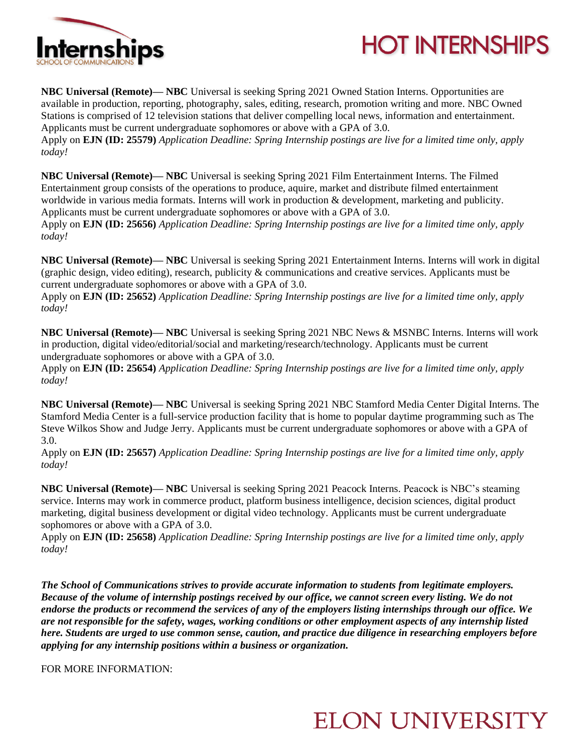# HOT INTERNSHIPS

**NBC Universal (Remote)— NBC** Universal is seeking Spring 2021 Owned Station Interns. Opportunities are available in production, reporting, photography, sales, editing, research, promotion writing and more. NBC Owned Stations is comprised of 12 television stations that deliver compelling local news, information and entertainment. Applicants must be current undergraduate sophomores or above with a GPA of 3.0.
Apply on **EJN (ID: 25579)** *Application Deadline: Spring Internship postings are live for a limited time only, apply today!*

**NBC Universal (Remote)— NBC** Universal is seeking Spring 2021 Film Entertainment Interns. The Filmed Entertainment group consists of the operations to produce, aquire, market and distribute filmed entertainment worldwide in various media formats. Interns will work in production & development, marketing and publicity. Applicants must be current undergraduate sophomores or above with a GPA of 3.0.
Apply on **EJN (ID: 25656)** *Application Deadline: Spring Internship postings are live for a limited time only, apply today!*

**NBC Universal (Remote)— NBC** Universal is seeking Spring 2021 Entertainment Interns. Interns will work in digital (graphic design, video editing), research, publicity & communications and creative services. Applicants must be current undergraduate sophomores or above with a GPA of 3.0.
Apply on **EJN (ID: 25652)** *Application Deadline: Spring Internship postings are live for a limited time only, apply today!*

**NBC Universal (Remote)— NBC** Universal is seeking Spring 2021 NBC News & MSNBC Interns. Interns will work in production, digital video/editorial/social and marketing/research/technology. Applicants must be current undergraduate sophomores or above with a GPA of 3.0.
Apply on **EJN (ID: 25654)** *Application Deadline: Spring Internship postings are live for a limited time only, apply today!*

**NBC Universal (Remote)— NBC** Universal is seeking Spring 2021 NBC Stamford Media Center Digital Interns. The Stamford Media Center is a full-service production facility that is home to popular daytime programming such as The Steve Wilkos Show and Judge Jerry. Applicants must be current undergraduate sophomores or above with a GPA of 3.0.
Apply on **EJN (ID: 25657)** *Application Deadline: Spring Internship postings are live for a limited time only, apply today!*

**NBC Universal (Remote)— NBC** Universal is seeking Spring 2021 Peacock Interns. Peacock is NBC's steaming service. Interns may work in commerce product, platform business intelligence, decision sciences, digital product marketing, digital business development or digital video technology. Applicants must be current undergraduate sophomores or above with a GPA of 3.0.
Apply on **EJN (ID: 25658)** *Application Deadline: Spring Internship postings are live for a limited time only, apply today!*

***The School of Communications strives to provide accurate information to students from legitimate employers. Because of the volume of internship postings received by our office, we cannot screen every listing. We do not endorse the products or recommend the services of any of the employers listing internships through our office. We are not responsible for the safety, wages, working conditions or other employment aspects of any internship listed here. Students are urged to use common sense, caution, and practice due diligence in researching employers before applying for any internship positions within a business or organization.***

FOR MORE INFORMATION: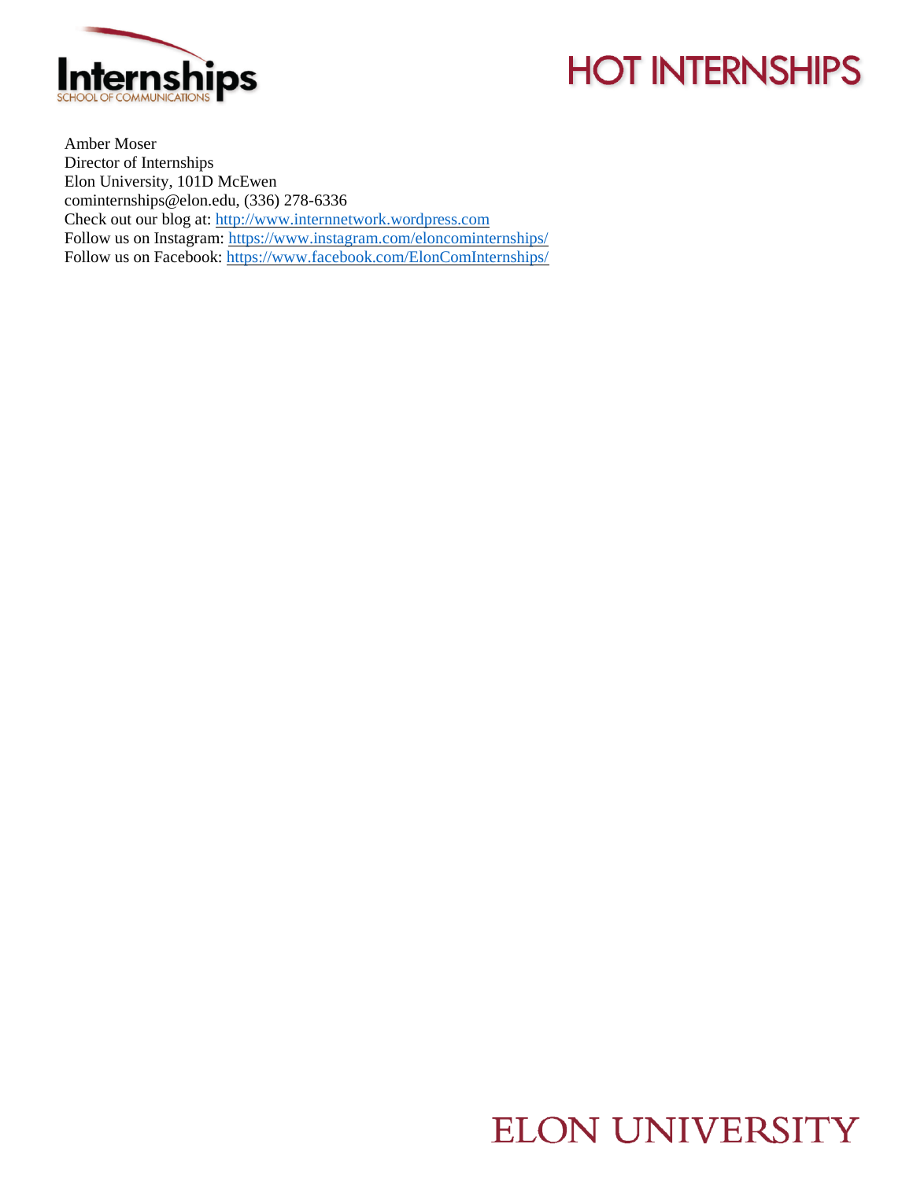Amber Moser
Director of Internships
Elon University, 101D McEwen
cominternships@elon.edu, (336) 278-6336
Check out our blog at: http://www.internnetwork.wordpress.com
Follow us on Instagram: https://www.instagram.com/eloncominternships/
Follow us on Facebook: https://www.facebook.com/ElonComInternships/